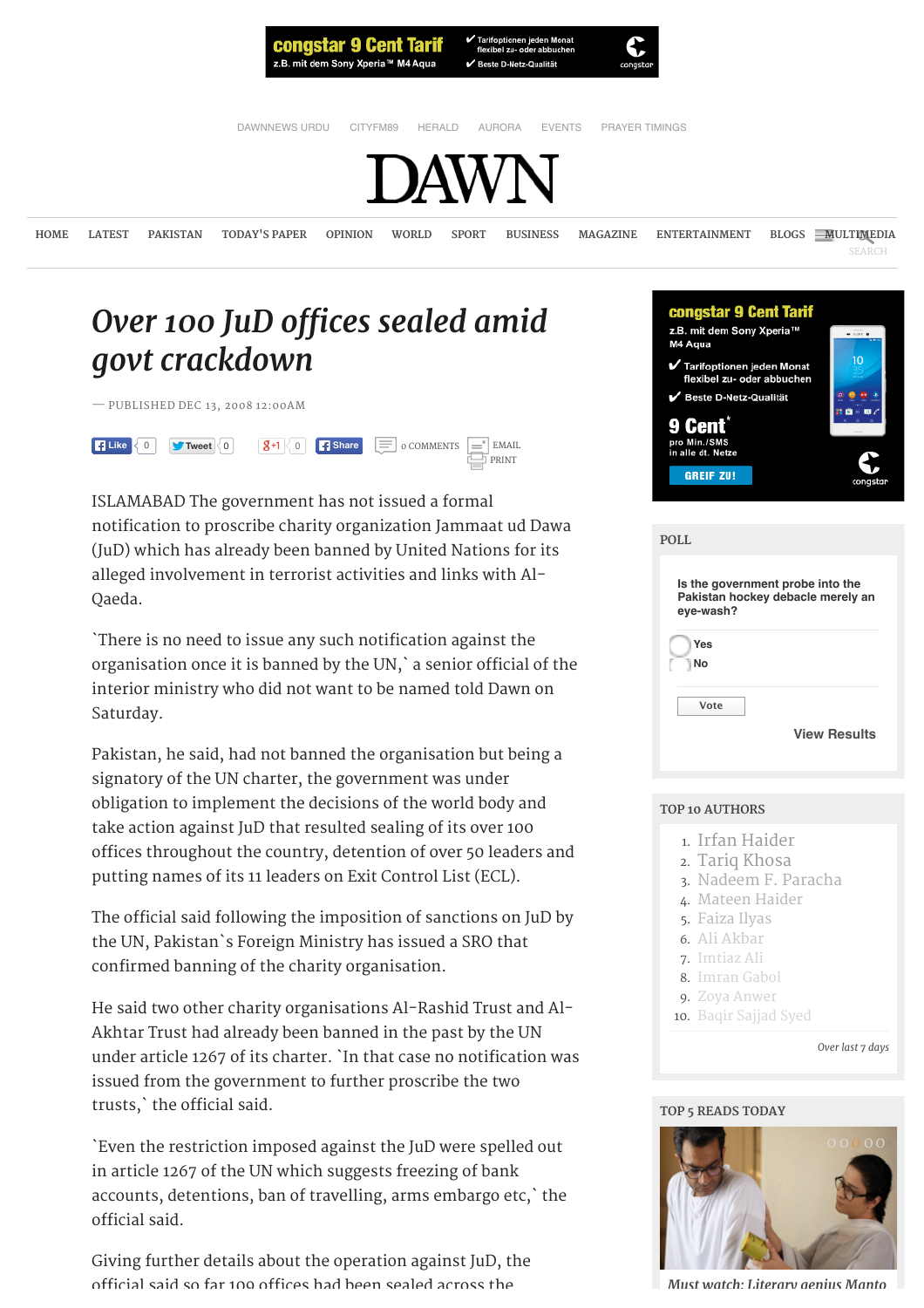# Over 100 JuD offices sealed amid govt crackdown

— PUBLISHED DEC 13, 2008 12:00AM

ISLAMABAD The government has not issued a formal notification to proscribe charity organization Jammaat ud Dawa (JuD) which has already been banned by United Nations for its alleged involvement in terrorist activities and links with Al-Qaeda.

`There is no need to issue any such notification against the organisation once it is banned by the UN,` a senior official of the interior ministry who did not want to be named told Dawn on Saturday.

Pakistan, he said, had not banned the organisation but being a signatory of the UN charter, the government was under obligation to implement the decisions of the world body and take action against JuD that resulted sealing of its over 100 offices throughout the country, detention of over 50 leaders and putting names of its 11 leaders on Exit Control List (ECL).

The official said following the imposition of sanctions on JuD by the UN, Pakistan`s Foreign Ministry has issued a SRO that confirmed banning of the charity organisation.

He said two other charity organisations Al-Rashid Trust and Al-Akhtar Trust had already been banned in the past by the UN under article 1267 of its charter. `In that case no notification was issued from the government to further proscribe the two trusts,` the official said.

`Even the restriction imposed against the JuD were spelled out in article 1267 of the UN which suggests freezing of bank accounts, detentions, ban of travelling, arms embargo etc,` the official said.

Giving further details about the operation against JuD, the official said so far 109 offices had been sealed across the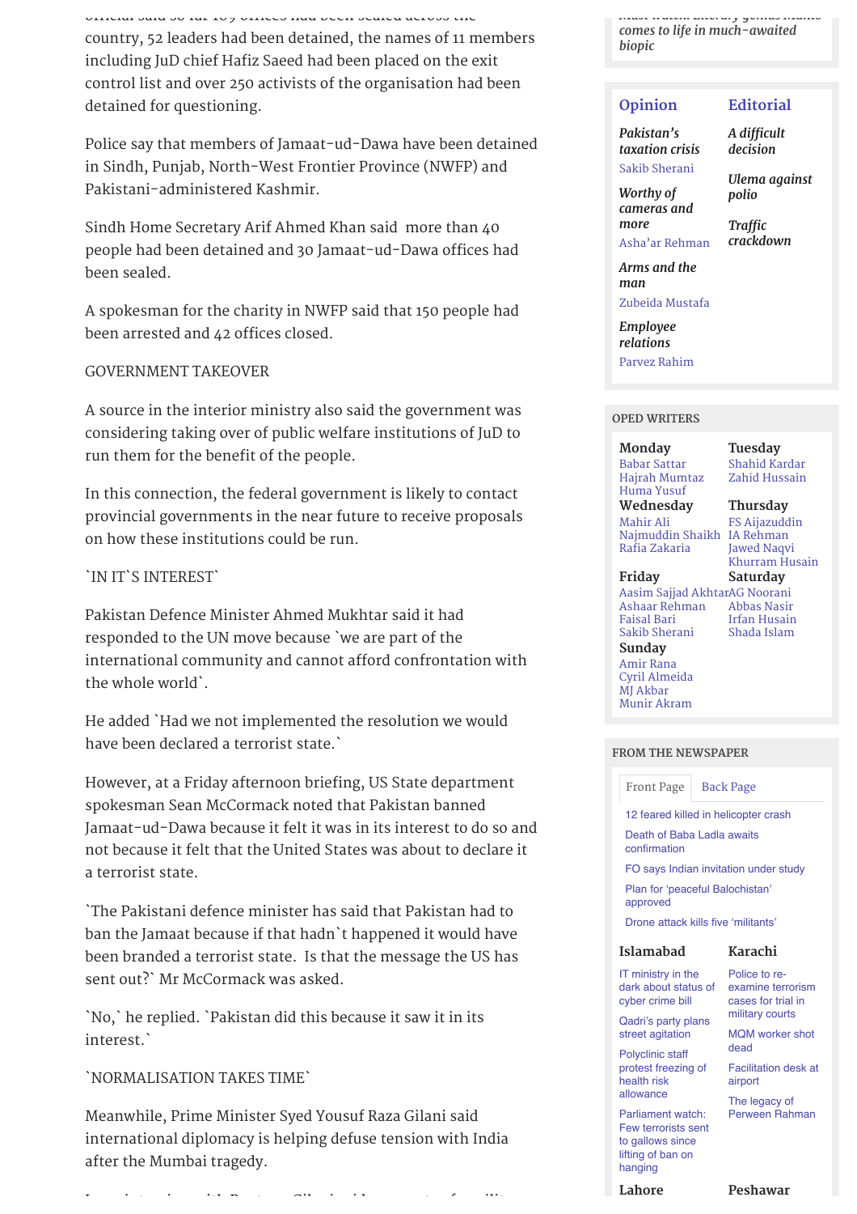country, 52 leaders had been detained, the names of 11 members including JuD chief Hafiz Saeed had been placed on the exit control list and over 250 activists of the organisation had been detained for questioning.

Police say that members of Jamaat-ud-Dawa have been detained in Sindh, Punjab, North-West Frontier Province (NWFP) and Pakistani-administered Kashmir.

Sindh Home Secretary Arif Ahmed Khan said more than 40 people had been detained and 30 Jamaat-ud-Dawa offices had been sealed.

A spokesman for the charity in NWFP said that 150 people had been arrested and 42 offices closed.

GOVERNMENT TAKEOVER

A source in the interior ministry also said the government was considering taking over of public welfare institutions of JuD to run them for the benefit of the people.

In this connection, the federal government is likely to contact provincial governments in the near future to receive proposals on how these institutions could be run.

`IN IT`S INTEREST`

Pakistan Defence Minister Ahmed Mukhtar said it had responded to the UN move because `we are part of the international community and cannot afford confrontation with the whole world`.

He added `Had we not implemented the resolution we would have been declared a terrorist state.`

However, at a Friday afternoon briefing, US State department spokesman Sean McCormack noted that Pakistan banned Jamaat-ud-Dawa because it felt it was in its interest to do so and not because it felt that the United States was about to declare it a terrorist state.

`The Pakistani defence minister has said that Pakistan had to ban the Jamaat because if that hadn`t happened it would have been branded a terrorist state. Is that the message the US has sent out?` Mr McCormack was asked.

`No,` he replied. `Pakistan did this because it saw it in its interest.`

`NORMALISATION TAKES TIME`

Meanwhile, Prime Minister Syed Yousuf Raza Gilani said international diplomacy is helping defuse tension with India after the Mumbai tragedy.

*comes to life in much-awaited biopic*

## Opinion

*Pakistan's taxation crisis*
Sakib Sherani

*Worthy of cameras and more*
Asha'ar Rehman

*Arms and the man*
Zubeida Mustafa

*Employee relations*
Parvez Rahim

## Editorial

*A difficult decision*

*Ulema against polio*

*Traffic crackdown*

## OPED WRITERS

**Monday**
Babar Sattar
Hajrah Mumtaz
Huma Yusuf

**Tuesday**
Shahid Kardar
Zahid Hussain

**Wednesday**
Mahir Ali
Najmuddin Shaikh
Rafia Zakaria

**Thursday**
FS Aijazuddin
IA Rehman
Jawed Naqvi
Khurram Husain

**Friday**
Aasim Sajjad Akhtar
Ashaar Rehman
Faisal Bari
Sakib Sherani

**Saturday**
AG Noorani
Abbas Nasir
Irfan Husain
Shada Islam

**Sunday**
Amir Rana
Cyril Almeida
MJ Akbar
Munir Akram

## FROM THE NEWSPAPER

Front Page | Back Page

- 12 feared killed in helicopter crash
- Death of Baba Ladla awaits confirmation
- FO says Indian invitation under study
- Plan for 'peaceful Balochistan' approved
- Drone attack kills five 'militants'

**Islamabad**
- IT ministry in the dark about status of cyber crime bill
- Qadri's party plans street agitation
- Polyclinic staff protest freezing of health risk allowance
- Parliament watch: Few terrorists sent to gallows since lifting of ban on hanging

**Karachi**
- Police to re-examine terrorism cases for trial in military courts
- MQM worker shot dead
- Facilitation desk at airport
- The legacy of Perween Rahman

**Lahore**

**Peshawar**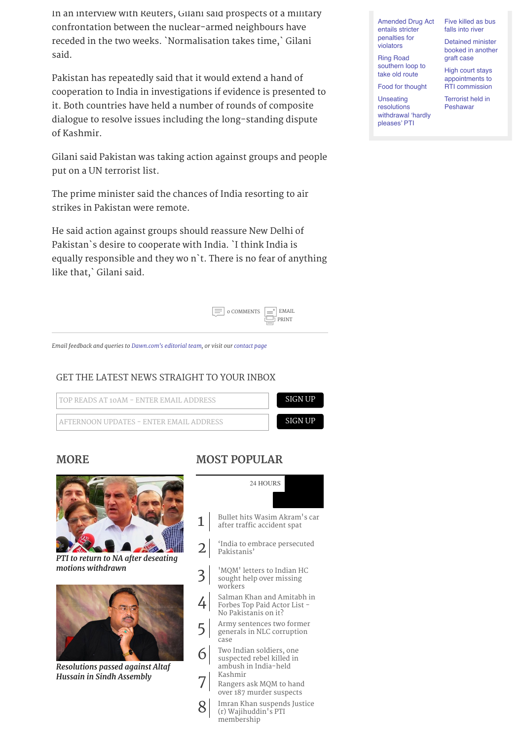In an interview with Reuters, Gilani said prospects of a military confrontation between the nuclear-armed neighbours have receded in the two weeks. `Normalisation takes time,` Gilani said.

Pakistan has repeatedly said that it would extend a hand of cooperation to India in investigations if evidence is presented to it. Both countries have held a number of rounds of composite dialogue to resolve issues including the long-standing dispute of Kashmir.

Gilani said Pakistan was taking action against groups and people put on a UN terrorist list.

The prime minister said the chances of India resorting to air strikes in Pakistan were remote.

He said action against groups should reassure New Delhi of Pakistan`s desire to cooperate with India. `I think India is equally responsible and they wo n`t. There is no fear of anything like that,` Gilani said.

0 COMMENTS EMAIL PRINT

*Email feedback and queries to Dawn.com's editorial team, or visit our contact page*

## GET THE LATEST NEWS STRAIGHT TO YOUR INBOX

TOP READS AT 10AM - ENTER EMAIL ADDRESS — SIGN UP

AFTERNOON UPDATES - ENTER EMAIL ADDRESS — SIGN UP

## MORE

***PTI to return to NA after deseating motions withdrawn***

***Resolutions passed against Altaf Hussain in Sindh Assembly***

## MOST POPULAR

24 HOURS

1. Bullet hits Wasim Akram's car after traffic accident spat
2. 'India to embrace persecuted Pakistanis'
3. 'MQM' letters to Indian HC sought help over missing workers
4. Salman Khan and Amitabh in Forbes Top Paid Actor List - No Pakistanis on it?
5. Army sentences two former generals in NLC corruption case
6. Two Indian soldiers, one suspected rebel killed in ambush in India-held Kashmir
7. Rangers ask MQM to hand over 187 murder suspects
8. Imran Khan suspends Justice (r) Wajihuddin's PTI membership

- Amended Drug Act entails stricter penalties for violators
- Ring Road southern loop to take old route
- Food for thought
- Unseating resolutions withdrawal 'hardly pleases' PTI
- Five killed as bus falls into river
- Detained minister booked in another graft case
- High court stays appointments to RTI commission
- Terrorist held in Peshawar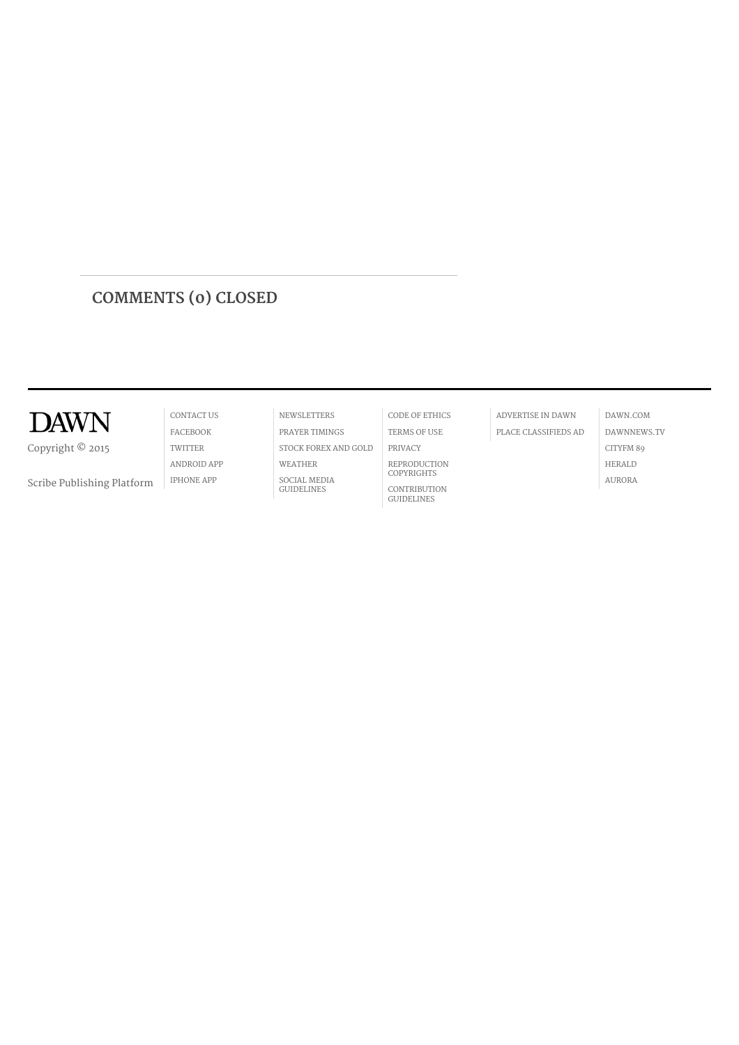## COMMENTS (0) CLOSED

DAWN

Copyright © 2015

Scribe Publishing Platform

CONTACT US
FACEBOOK
TWITTER
ANDROID APP
IPHONE APP

NEWSLETTERS
PRAYER TIMINGS
STOCK FOREX AND GOLD
WEATHER
SOCIAL MEDIA GUIDELINES

CODE OF ETHICS
TERMS OF USE
PRIVACY
REPRODUCTION COPYRIGHTS
CONTRIBUTION GUIDELINES

ADVERTISE IN DAWN
PLACE CLASSIFIEDS AD

DAWN.COM
DAWNNEWS.TV
CITYFM 89
HERALD
AURORA